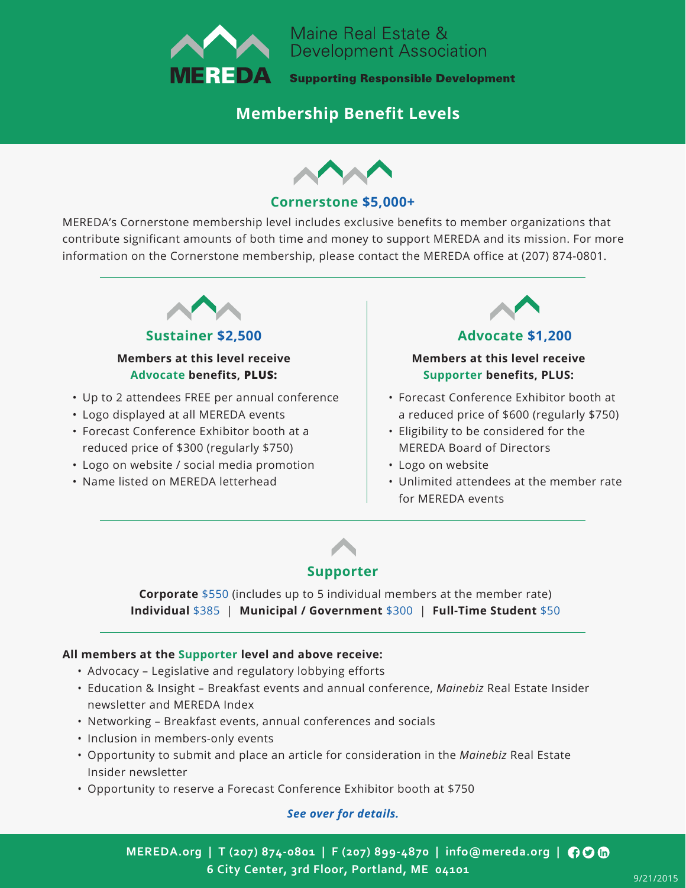# Maine Real Estate & Development Association

MEREDA

**Supporting Responsible Development**

## Membership Benefit Levels

### Cornerstone $5,000+

MEREDA's Cornerstone membership level includes exclusive benefits to member organizations that contribute significant amounts of both time and money to support MEREDA and its mission. For more information on the Cornerstone membership, please contact the MEREDA office at (207) 874-0801.

---

### Sustainer $2,500

**Members at this level receive Advocate benefits, PLUS:**

- Up to 2 attendees FREE per annual conference
- Logo displayed at all MEREDA events
- Forecast Conference Exhibitor booth at a reduced price of $300 (regularly $750)
- Logo on website / social media promotion
- Name listed on MEREDA letterhead

### Advocate $1,200

**Members at this level receive Supporter benefits, PLUS:**

- Forecast Conference Exhibitor booth at a reduced price of $600 (regularly $750)
- Eligibility to be considered for the MEREDA Board of Directors
- Logo on website
- Unlimited attendees at the member rate for MEREDA events

---

### Supporter

**Corporate** $550 (includes up to 5 individual members at the member rate)
**Individual** $385 | **Municipal / Government** $300 | **Full-Time Student** $50

---

**All members at the Supporter level and above receive:**

- Advocacy – Legislative and regulatory lobbying efforts
- Education & Insight – Breakfast events and annual conference, *Mainebiz* Real Estate Insider newsletter and MEREDA Index
- Networking – Breakfast events, annual conferences and socials
- Inclusion in members-only events
- Opportunity to submit and place an article for consideration in the *Mainebiz* Real Estate Insider newsletter
- Opportunity to reserve a Forecast Conference Exhibitor booth at $750

***See over for details.***

**MEREDA.org | T (207) 874-0801 | F (207) 899-4870 | info@mereda.org**
**6 City Center, 3rd Floor, Portland, ME 04101**

9/21/2015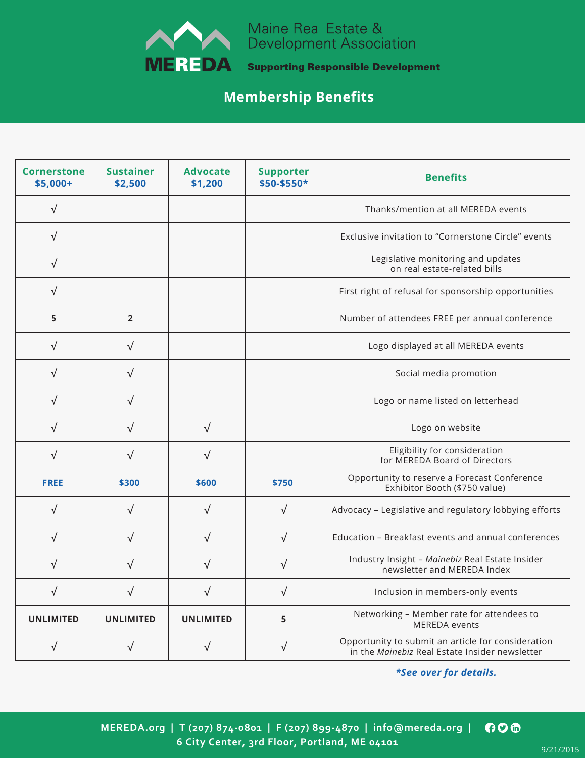Maine Real Estate & Development Association

**MEREDA**

**Supporting Responsible Development**

## Membership Benefits

| Cornerstone $5,000+ | Sustainer $2,500 | Advocate $1,200 | Supporter $50-$550* | Benefits |
|---|---|---|---|---|
| √ | | | | Thanks/mention at all MEREDA events |
| √ | | | | Exclusive invitation to “Cornerstone Circle” events |
| √ | | | | Legislative monitoring and updates on real estate-related bills |
| √ | | | | First right of refusal for sponsorship opportunities |
| **5** | **2** | | | Number of attendees FREE per annual conference |
| √ | √ | | | Logo displayed at all MEREDA events |
| √ | √ | | | Social media promotion |
| √ | √ | | | Logo or name listed on letterhead |
| √ | √ | √ | | Logo on website |
| √ | √ | √ | | Eligibility for consideration for MEREDA Board of Directors |
| **FREE** | **$300** | **$600** | **$750** | Opportunity to reserve a Forecast Conference Exhibitor Booth ($750 value) |
| √ | √ | √ | √ | Advocacy – Legislative and regulatory lobbying efforts |
| √ | √ | √ | √ | Education – Breakfast events and annual conferences |
| √ | √ | √ | √ | Industry Insight – *Mainebiz* Real Estate Insider newsletter and MEREDA Index |
| √ | √ | √ | √ | Inclusion in members-only events |
| **UNLIMITED** | **UNLIMITED** | **UNLIMITED** | **5** | Networking – Member rate for attendees to MEREDA events |
| √ | √ | √ | √ | Opportunity to submit an article for consideration in the *Mainebiz* Real Estate Insider newsletter |

***See over for details.***

MEREDA.org | T (207) 874-0801 | F (207) 899-4870 | info@mereda.org |
6 City Center, 3rd Floor, Portland, ME 04101

9/21/2015